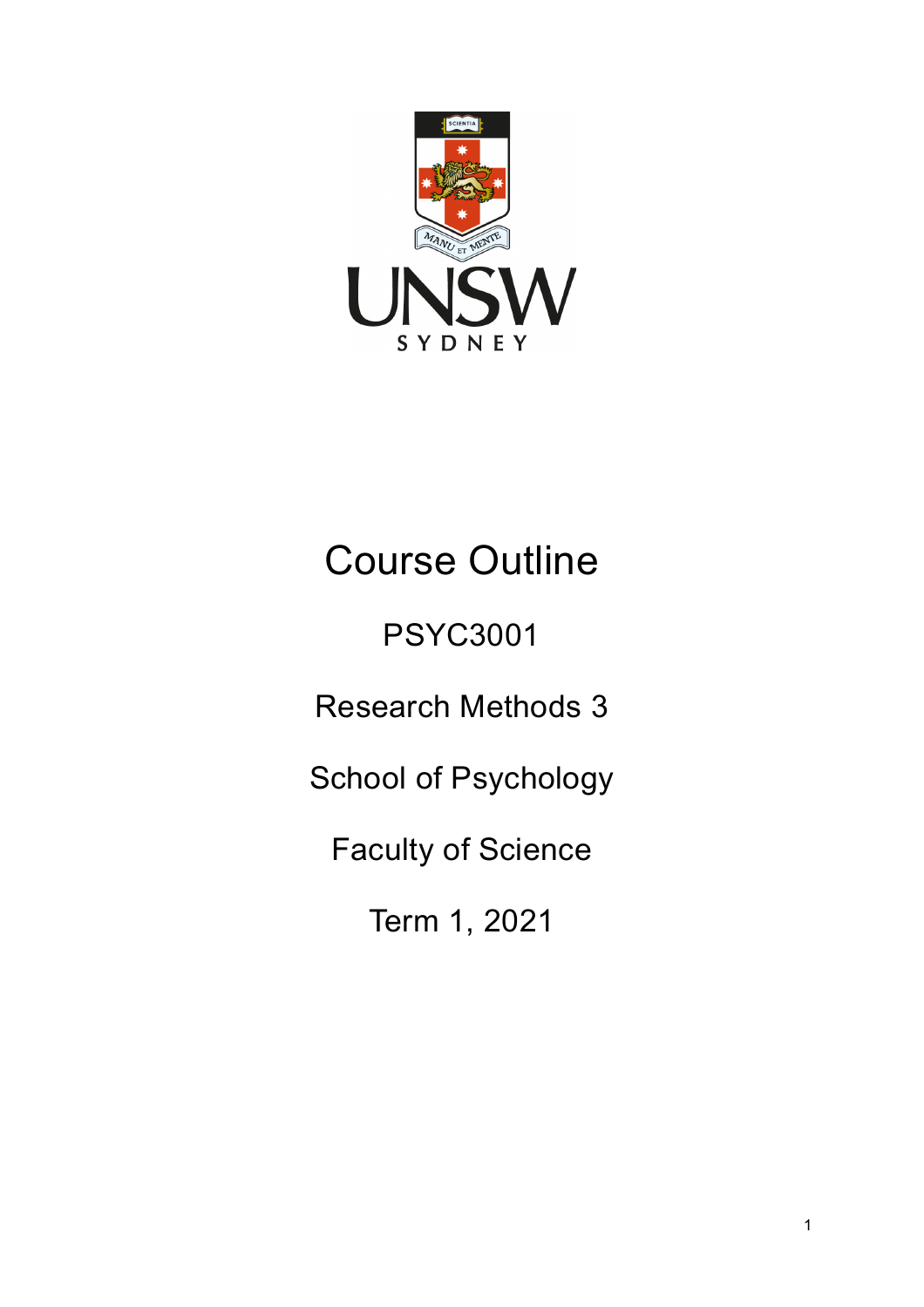# Course Outline

PSYC3001

Research Methods 3

School of Psychology

Faculty of Science

Term 1, 2021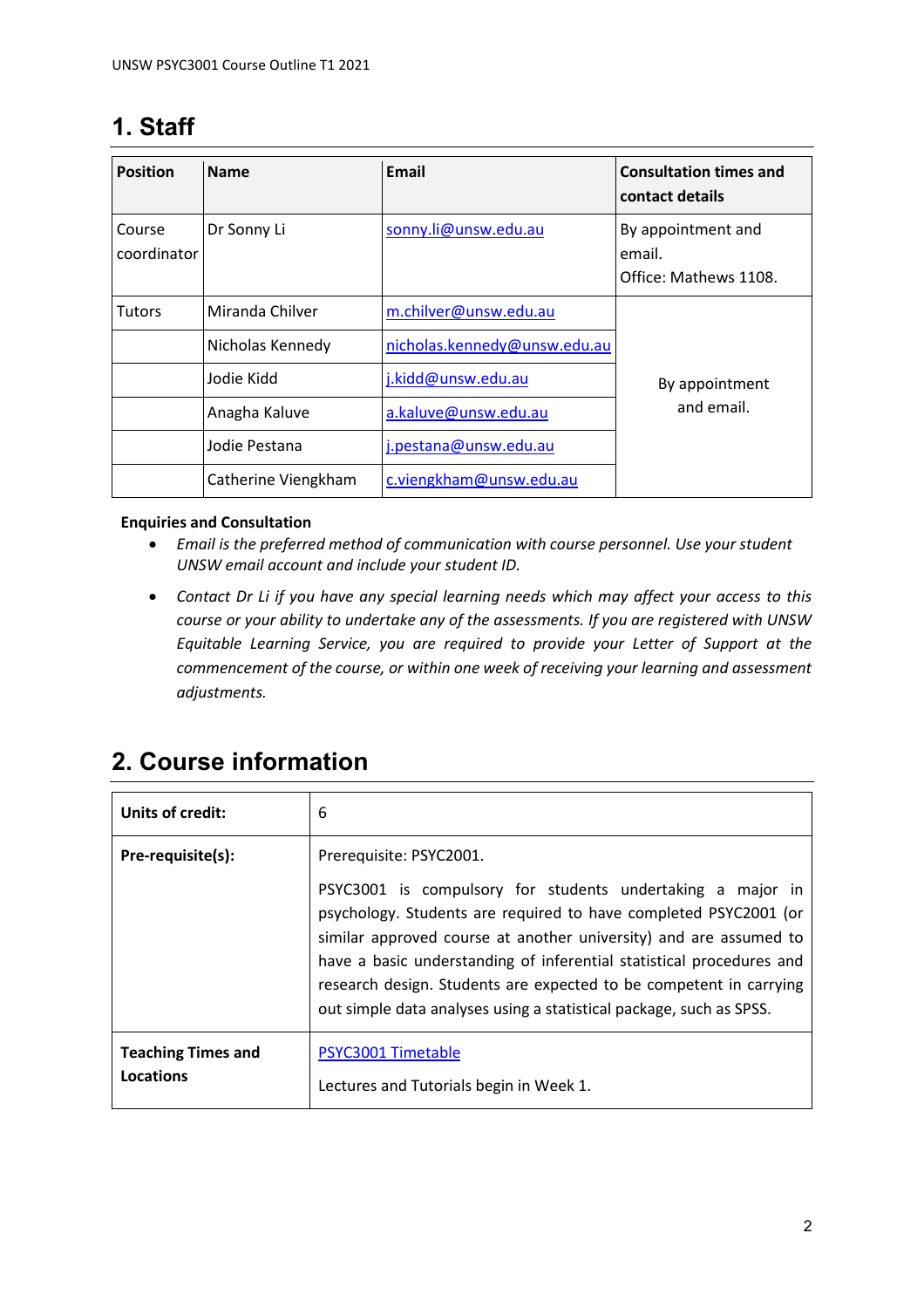## 1. Staff

| Position | Name | Email | Consultation times and contact details |
|---|---|---|---|
| Course coordinator | Dr Sonny Li | sonny.li@unsw.edu.au | By appointment and email. Office: Mathews 1108. |
| Tutors | Miranda Chilver | m.chilver@unsw.edu.au | By appointment and email. |
| | Nicholas Kennedy | nicholas.kennedy@unsw.edu.au | |
| | Jodie Kidd | j.kidd@unsw.edu.au | |
| | Anagha Kaluve | a.kaluve@unsw.edu.au | |
| | Jodie Pestana | j.pestana@unsw.edu.au | |
| | Catherine Viengkham | c.viengkham@unsw.edu.au | |

**Enquiries and Consultation**

- *Email is the preferred method of communication with course personnel. Use your student UNSW email account and include your student ID.*
- *Contact Dr Li if you have any special learning needs which may affect your access to this course or your ability to undertake any of the assessments. If you are registered with UNSW Equitable Learning Service, you are required to provide your Letter of Support at the commencement of the course, or within one week of receiving your learning and assessment adjustments.*

## 2. Course information

| | |
|---|---|
| **Units of credit:** | 6 |
| **Pre-requisite(s):** | Prerequisite: PSYC2001. PSYC3001 is compulsory for students undertaking a major in psychology. Students are required to have completed PSYC2001 (or similar approved course at another university) and are assumed to have a basic understanding of inferential statistical procedures and research design. Students are expected to be competent in carrying out simple data analyses using a statistical package, such as SPSS. |
| **Teaching Times and Locations** | PSYC3001 Timetable. Lectures and Tutorials begin in Week 1. |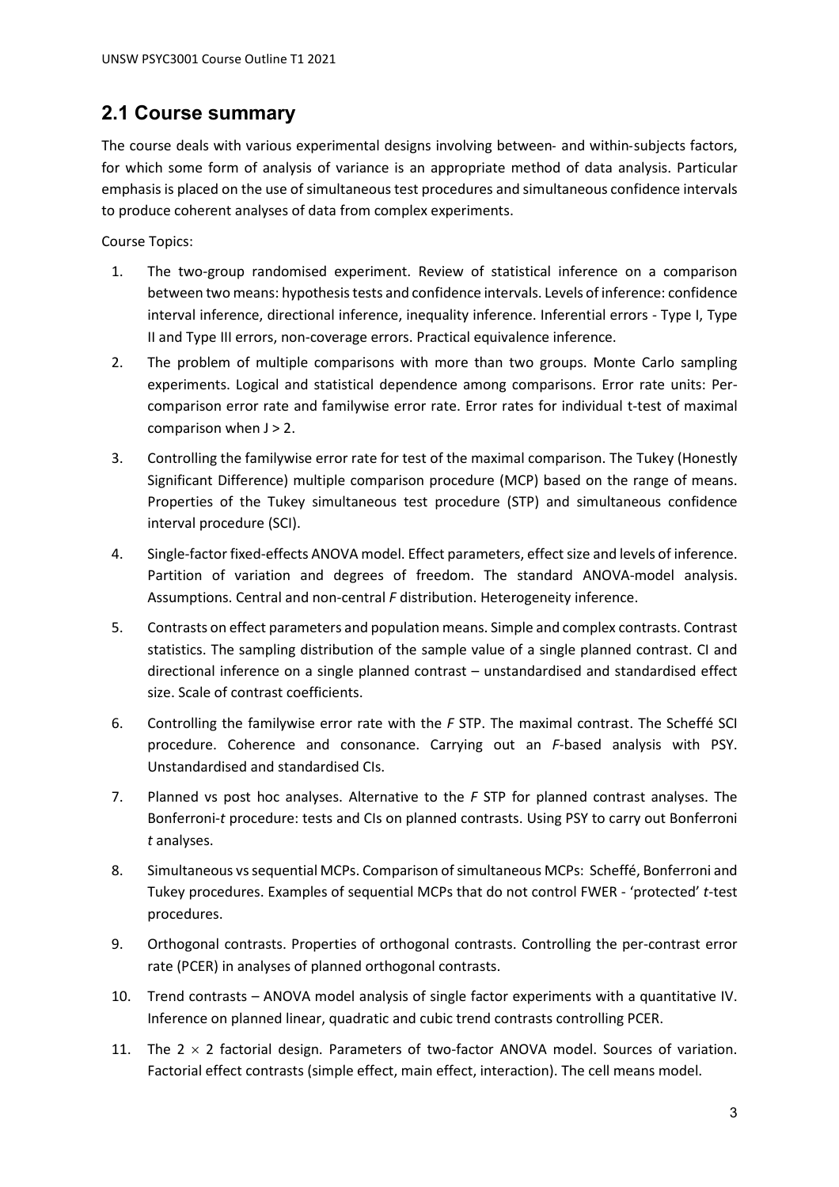## 2.1 Course summary

The course deals with various experimental designs involving between- and within-subjects factors, for which some form of analysis of variance is an appropriate method of data analysis. Particular emphasis is placed on the use of simultaneous test procedures and simultaneous confidence intervals to produce coherent analyses of data from complex experiments.

Course Topics:

1. The two-group randomised experiment. Review of statistical inference on a comparison between two means: hypothesis tests and confidence intervals. Levels of inference: confidence interval inference, directional inference, inequality inference. Inferential errors - Type I, Type II and Type III errors, non-coverage errors. Practical equivalence inference.
2. The problem of multiple comparisons with more than two groups. Monte Carlo sampling experiments. Logical and statistical dependence among comparisons. Error rate units: Per-comparison error rate and familywise error rate. Error rates for individual t-test of maximal comparison when $J > 2$.
3. Controlling the familywise error rate for test of the maximal comparison. The Tukey (Honestly Significant Difference) multiple comparison procedure (MCP) based on the range of means. Properties of the Tukey simultaneous test procedure (STP) and simultaneous confidence interval procedure (SCI).
4. Single-factor fixed-effects ANOVA model. Effect parameters, effect size and levels of inference. Partition of variation and degrees of freedom. The standard ANOVA-model analysis. Assumptions. Central and non-central *F* distribution. Heterogeneity inference.
5. Contrasts on effect parameters and population means. Simple and complex contrasts. Contrast statistics. The sampling distribution of the sample value of a single planned contrast. CI and directional inference on a single planned contrast – unstandardised and standardised effect size. Scale of contrast coefficients.
6. Controlling the familywise error rate with the *F* STP. The maximal contrast. The Scheffé SCI procedure. Coherence and consonance. Carrying out an *F*-based analysis with PSY. Unstandardised and standardised CIs.
7. Planned vs post hoc analyses. Alternative to the *F* STP for planned contrast analyses. The Bonferroni-*t* procedure: tests and CIs on planned contrasts. Using PSY to carry out Bonferroni *t* analyses.
8. Simultaneous vs sequential MCPs. Comparison of simultaneous MCPs: Scheffé, Bonferroni and Tukey procedures. Examples of sequential MCPs that do not control FWER - 'protected' *t*-test procedures.
9. Orthogonal contrasts. Properties of orthogonal contrasts. Controlling the per-contrast error rate (PCER) in analyses of planned orthogonal contrasts.
10. Trend contrasts – ANOVA model analysis of single factor experiments with a quantitative IV. Inference on planned linear, quadratic and cubic trend contrasts controlling PCER.
11. The $2 \times 2$ factorial design. Parameters of two-factor ANOVA model. Sources of variation. Factorial effect contrasts (simple effect, main effect, interaction). The cell means model.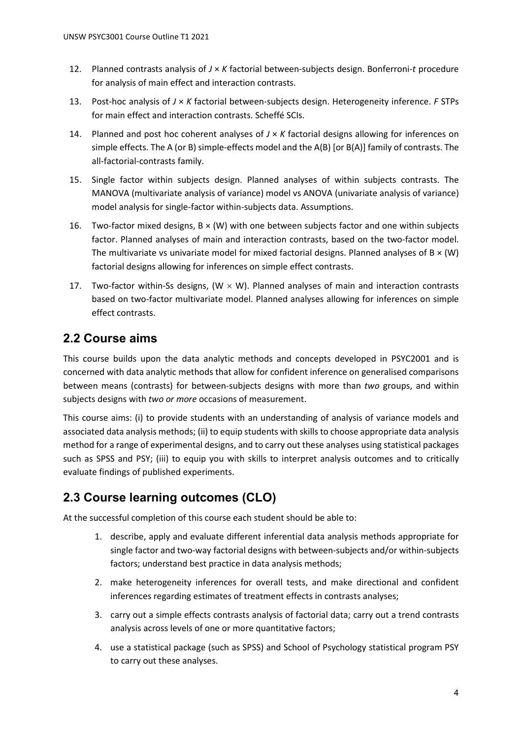12. Planned contrasts analysis of $J \times K$ factorial between-subjects design. Bonferroni-*t* procedure for analysis of main effect and interaction contrasts.

13. Post-hoc analysis of $J \times K$ factorial between-subjects design. Heterogeneity inference. *F* STPs for main effect and interaction contrasts. Scheffé SCIs.

14. Planned and post hoc coherent analyses of $J \times K$ factorial designs allowing for inferences on simple effects. The A (or B) simple-effects model and the A(B) [or B(A)] family of contrasts. The all-factorial-contrasts family.

15. Single factor within subjects design. Planned analyses of within subjects contrasts. The MANOVA (multivariate analysis of variance) model vs ANOVA (univariate analysis of variance) model analysis for single-factor within-subjects data. Assumptions.

16. Two-factor mixed designs, B × (W) with one between subjects factor and one within subjects factor. Planned analyses of main and interaction contrasts, based on the two-factor model. The multivariate vs univariate model for mixed factorial designs. Planned analyses of B × (W) factorial designs allowing for inferences on simple effect contrasts.

17. Two-factor within-Ss designs, (W × W). Planned analyses of main and interaction contrasts based on two-factor multivariate model. Planned analyses allowing for inferences on simple effect contrasts.

## 2.2 Course aims

This course builds upon the data analytic methods and concepts developed in PSYC2001 and is concerned with data analytic methods that allow for confident inference on generalised comparisons between means (contrasts) for between-subjects designs with more than *two* groups, and within subjects designs with *two or more* occasions of measurement.

This course aims: (i) to provide students with an understanding of analysis of variance models and associated data analysis methods; (ii) to equip students with skills to choose appropriate data analysis method for a range of experimental designs, and to carry out these analyses using statistical packages such as SPSS and PSY; (iii) to equip you with skills to interpret analysis outcomes and to critically evaluate findings of published experiments.

## 2.3 Course learning outcomes (CLO)

At the successful completion of this course each student should be able to:

1. describe, apply and evaluate different inferential data analysis methods appropriate for single factor and two-way factorial designs with between-subjects and/or within-subjects factors; understand best practice in data analysis methods;

2. make heterogeneity inferences for overall tests, and make directional and confident inferences regarding estimates of treatment effects in contrasts analyses;

3. carry out a simple effects contrasts analysis of factorial data; carry out a trend contrasts analysis across levels of one or more quantitative factors;

4. use a statistical package (such as SPSS) and School of Psychology statistical program PSY to carry out these analyses.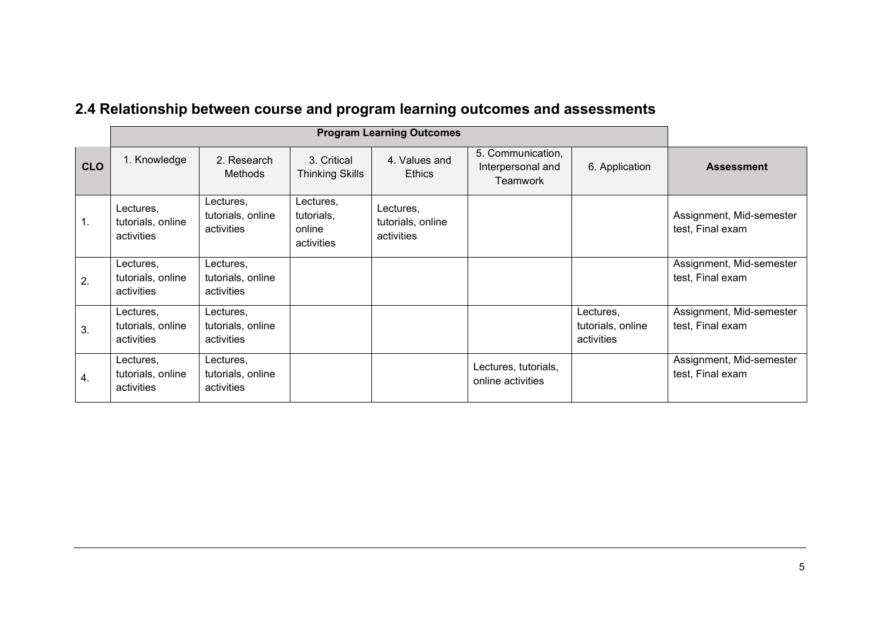## 2.4 Relationship between course and program learning outcomes and assessments

| | Program Learning Outcomes | | | | | | |
|---|---|---|---|---|---|---|---|
| **CLO** | 1. Knowledge | 2. Research Methods | 3. Critical Thinking Skills | 4. Values and Ethics | 5. Communication, Interpersonal and Teamwork | 6. Application | **Assessment** |
| 1. | Lectures, tutorials, online activities | Lectures, tutorials, online activities | Lectures, tutorials, online activities | Lectures, tutorials, online activities | | | Assignment, Mid-semester test, Final exam |
| 2. | Lectures, tutorials, online activities | Lectures, tutorials, online activities | | | | | Assignment, Mid-semester test, Final exam |
| 3. | Lectures, tutorials, online activities | Lectures, tutorials, online activities | | | | Lectures, tutorials, online activities | Assignment, Mid-semester test, Final exam |
| 4. | Lectures, tutorials, online activities | Lectures, tutorials, online activities | | | Lectures, tutorials, online activities | | Assignment, Mid-semester test, Final exam |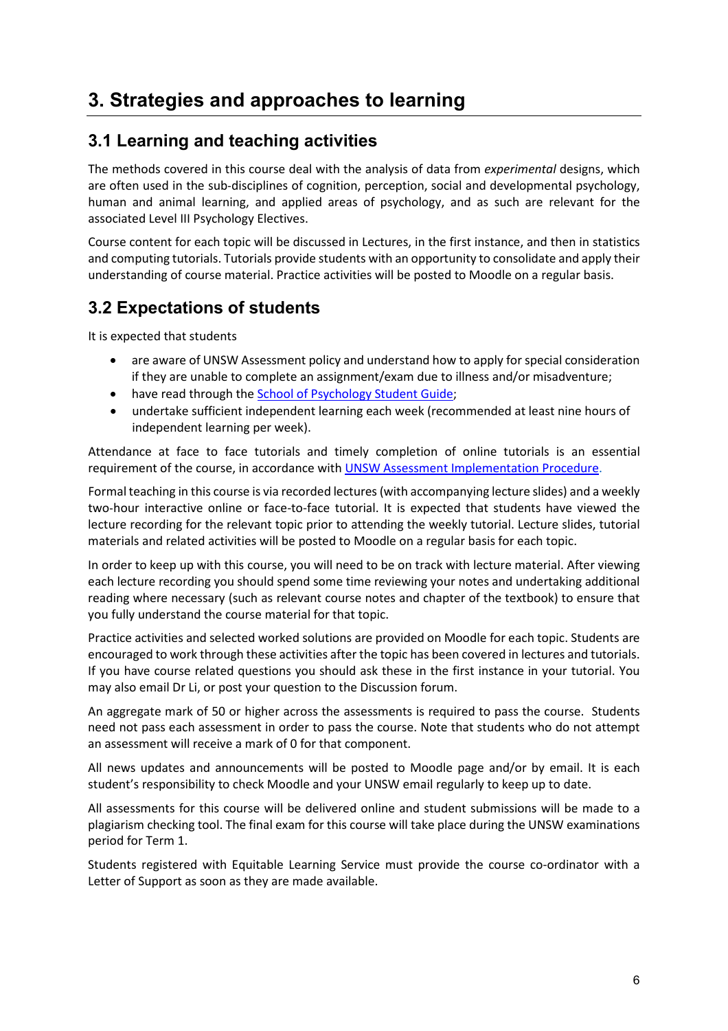# 3. Strategies and approaches to learning

## 3.1 Learning and teaching activities

The methods covered in this course deal with the analysis of data from *experimental* designs, which are often used in the sub-disciplines of cognition, perception, social and developmental psychology, human and animal learning, and applied areas of psychology, and as such are relevant for the associated Level III Psychology Electives.

Course content for each topic will be discussed in Lectures, in the first instance, and then in statistics and computing tutorials. Tutorials provide students with an opportunity to consolidate and apply their understanding of course material. Practice activities will be posted to Moodle on a regular basis.

## 3.2 Expectations of students

It is expected that students

- are aware of UNSW Assessment policy and understand how to apply for special consideration if they are unable to complete an assignment/exam due to illness and/or misadventure;
- have read through the School of Psychology Student Guide;
- undertake sufficient independent learning each week (recommended at least nine hours of independent learning per week).

Attendance at face to face tutorials and timely completion of online tutorials is an essential requirement of the course, in accordance with UNSW Assessment Implementation Procedure.

Formal teaching in this course is via recorded lectures (with accompanying lecture slides) and a weekly two-hour interactive online or face-to-face tutorial. It is expected that students have viewed the lecture recording for the relevant topic prior to attending the weekly tutorial. Lecture slides, tutorial materials and related activities will be posted to Moodle on a regular basis for each topic.

In order to keep up with this course, you will need to be on track with lecture material. After viewing each lecture recording you should spend some time reviewing your notes and undertaking additional reading where necessary (such as relevant course notes and chapter of the textbook) to ensure that you fully understand the course material for that topic.

Practice activities and selected worked solutions are provided on Moodle for each topic. Students are encouraged to work through these activities after the topic has been covered in lectures and tutorials. If you have course related questions you should ask these in the first instance in your tutorial. You may also email Dr Li, or post your question to the Discussion forum.

An aggregate mark of 50 or higher across the assessments is required to pass the course. Students need not pass each assessment in order to pass the course. Note that students who do not attempt an assessment will receive a mark of 0 for that component.

All news updates and announcements will be posted to Moodle page and/or by email. It is each student's responsibility to check Moodle and your UNSW email regularly to keep up to date.

All assessments for this course will be delivered online and student submissions will be made to a plagiarism checking tool. The final exam for this course will take place during the UNSW examinations period for Term 1.

Students registered with Equitable Learning Service must provide the course co-ordinator with a Letter of Support as soon as they are made available.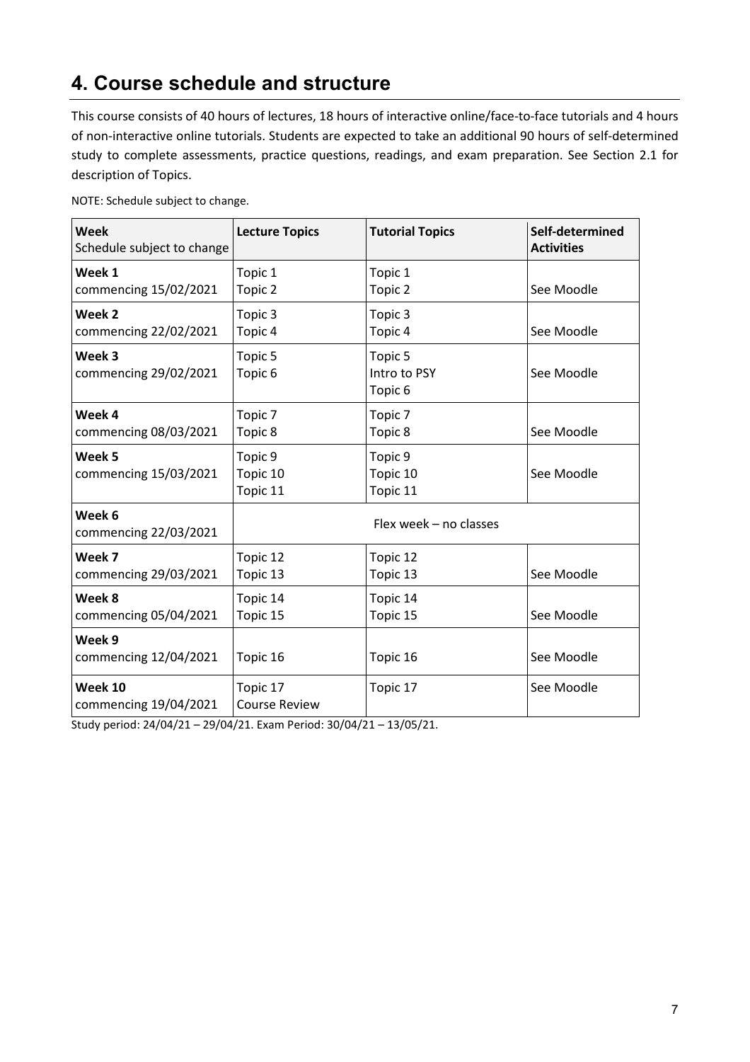## 4. Course schedule and structure

This course consists of 40 hours of lectures, 18 hours of interactive online/face-to-face tutorials and 4 hours of non-interactive online tutorials. Students are expected to take an additional 90 hours of self-determined study to complete assessments, practice questions, readings, and exam preparation. See Section 2.1 for description of Topics.

NOTE: Schedule subject to change.

| **Week**<br>Schedule subject to change | **Lecture Topics** | **Tutorial Topics** | **Self-determined Activities** |
|---|---|---|---|
| **Week 1**<br>commencing 15/02/2021 | Topic 1<br>Topic 2 | Topic 1<br>Topic 2 | See Moodle |
| **Week 2**<br>commencing 22/02/2021 | Topic 3<br>Topic 4 | Topic 3<br>Topic 4 | See Moodle |
| **Week 3**<br>commencing 29/02/2021 | Topic 5<br>Topic 6 | Topic 5<br>Intro to PSY<br>Topic 6 | See Moodle |
| **Week 4**<br>commencing 08/03/2021 | Topic 7<br>Topic 8 | Topic 7<br>Topic 8 | See Moodle |
| **Week 5**<br>commencing 15/03/2021 | Topic 9<br>Topic 10<br>Topic 11 | Topic 9<br>Topic 10<br>Topic 11 | See Moodle |
| **Week 6**<br>commencing 22/03/2021 | Flex week – no classes | | |
| **Week 7**<br>commencing 29/03/2021 | Topic 12<br>Topic 13 | Topic 12<br>Topic 13 | See Moodle |
| **Week 8**<br>commencing 05/04/2021 | Topic 14<br>Topic 15 | Topic 14<br>Topic 15 | See Moodle |
| **Week 9**<br>commencing 12/04/2021 | Topic 16 | Topic 16 | See Moodle |
| **Week 10**<br>commencing 19/04/2021 | Topic 17<br>Course Review | Topic 17 | See Moodle |

Study period: 24/04/21 – 29/04/21. Exam Period: 30/04/21 – 13/05/21.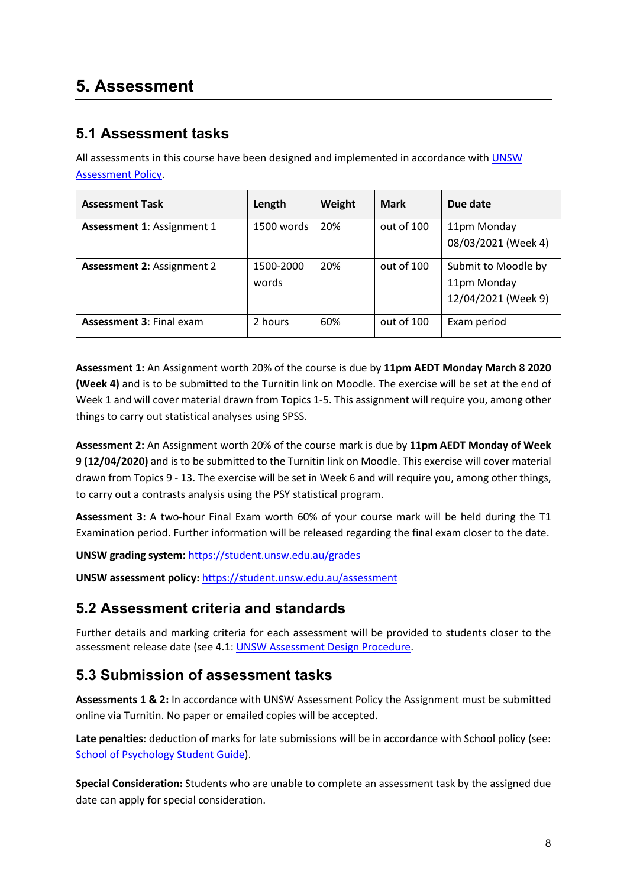# 5. Assessment

## 5.1 Assessment tasks

All assessments in this course have been designed and implemented in accordance with UNSW Assessment Policy.

| Assessment Task | Length | Weight | Mark | Due date |
|---|---|---|---|---|
| **Assessment 1**: Assignment 1 | 1500 words | 20% | out of 100 | 11pm Monday 08/03/2021 (Week 4) |
| **Assessment 2**: Assignment 2 | 1500-2000 words | 20% | out of 100 | Submit to Moodle by 11pm Monday 12/04/2021 (Week 9) |
| **Assessment 3**: Final exam | 2 hours | 60% | out of 100 | Exam period |

**Assessment 1:** An Assignment worth 20% of the course is due by **11pm AEDT Monday March 8 2020 (Week 4)** and is to be submitted to the Turnitin link on Moodle. The exercise will be set at the end of Week 1 and will cover material drawn from Topics 1-5. This assignment will require you, among other things to carry out statistical analyses using SPSS.

**Assessment 2:** An Assignment worth 20% of the course mark is due by **11pm AEDT Monday of Week 9 (12/04/2020)** and is to be submitted to the Turnitin link on Moodle. This exercise will cover material drawn from Topics 9 - 13. The exercise will be set in Week 6 and will require you, among other things, to carry out a contrasts analysis using the PSY statistical program.

**Assessment 3:** A two-hour Final Exam worth 60% of your course mark will be held during the T1 Examination period. Further information will be released regarding the final exam closer to the date.

**UNSW grading system:** https://student.unsw.edu.au/grades

**UNSW assessment policy:** https://student.unsw.edu.au/assessment

## 5.2 Assessment criteria and standards

Further details and marking criteria for each assessment will be provided to students closer to the assessment release date (see 4.1: UNSW Assessment Design Procedure).

## 5.3 Submission of assessment tasks

**Assessments 1 & 2:** In accordance with UNSW Assessment Policy the Assignment must be submitted online via Turnitin. No paper or emailed copies will be accepted.

**Late penalties**: deduction of marks for late submissions will be in accordance with School policy (see: School of Psychology Student Guide).

**Special Consideration:** Students who are unable to complete an assessment task by the assigned due date can apply for special consideration.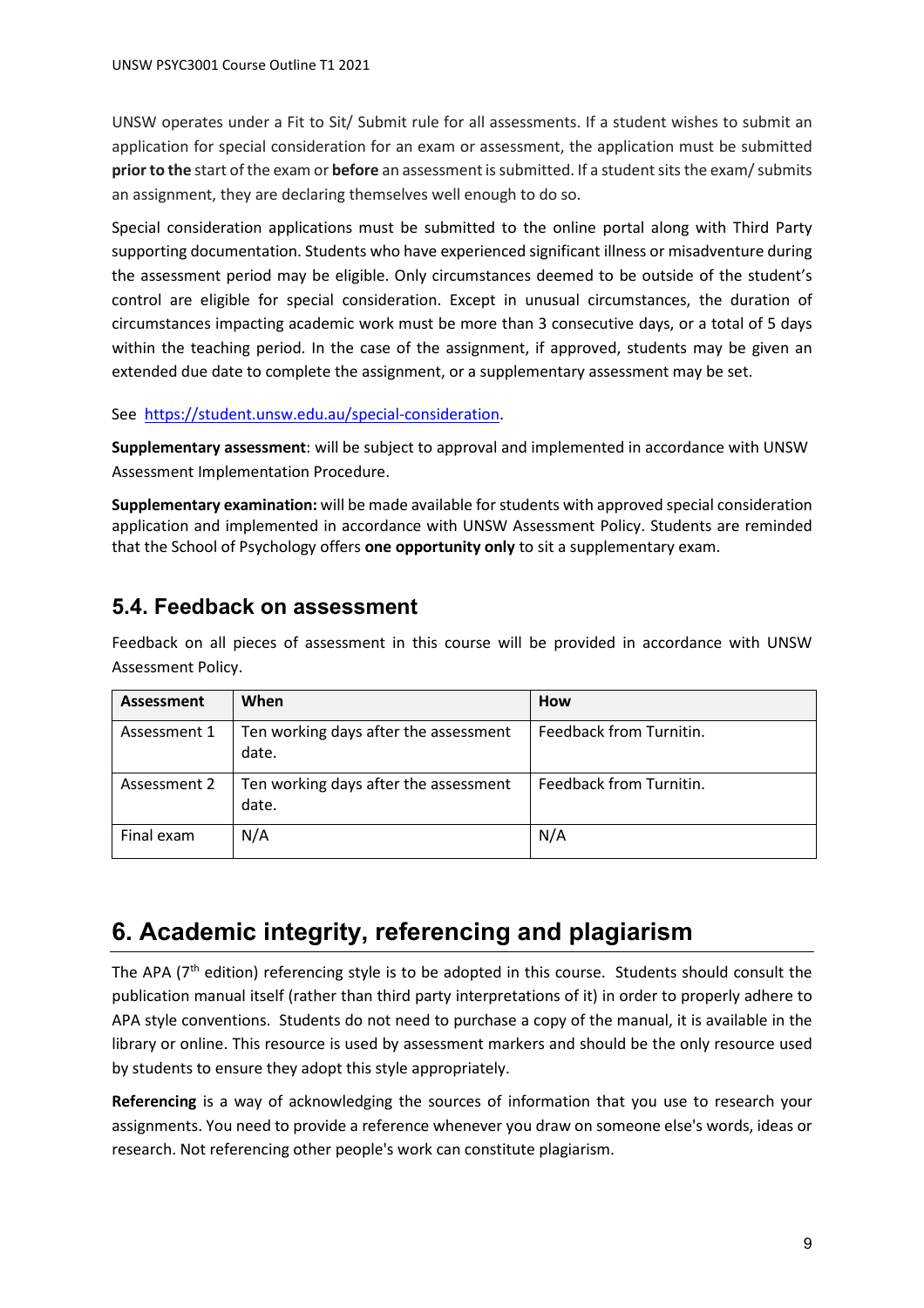UNSW operates under a Fit to Sit/ Submit rule for all assessments. If a student wishes to submit an application for special consideration for an exam or assessment, the application must be submitted **prior to the** start of the exam or **before** an assessment is submitted. If a student sits the exam/ submits an assignment, they are declaring themselves well enough to do so.

Special consideration applications must be submitted to the online portal along with Third Party supporting documentation. Students who have experienced significant illness or misadventure during the assessment period may be eligible. Only circumstances deemed to be outside of the student's control are eligible for special consideration. Except in unusual circumstances, the duration of circumstances impacting academic work must be more than 3 consecutive days, or a total of 5 days within the teaching period. In the case of the assignment, if approved, students may be given an extended due date to complete the assignment, or a supplementary assessment may be set.

See [https://student.unsw.edu.au/special-consideration](https://student.unsw.edu.au/special-consideration).

**Supplementary assessment**: will be subject to approval and implemented in accordance with UNSW Assessment Implementation Procedure.

**Supplementary examination:** will be made available for students with approved special consideration application and implemented in accordance with UNSW Assessment Policy. Students are reminded that the School of Psychology offers **one opportunity only** to sit a supplementary exam.

## 5.4. Feedback on assessment

Feedback on all pieces of assessment in this course will be provided in accordance with UNSW Assessment Policy.

| Assessment | When | How |
| --- | --- | --- |
| Assessment 1 | Ten working days after the assessment date. | Feedback from Turnitin. |
| Assessment 2 | Ten working days after the assessment date. | Feedback from Turnitin. |
| Final exam | N/A | N/A |

# 6. Academic integrity, referencing and plagiarism

The APA (7th edition) referencing style is to be adopted in this course. Students should consult the publication manual itself (rather than third party interpretations of it) in order to properly adhere to APA style conventions. Students do not need to purchase a copy of the manual, it is available in the library or online. This resource is used by assessment markers and should be the only resource used by students to ensure they adopt this style appropriately.

**Referencing** is a way of acknowledging the sources of information that you use to research your assignments. You need to provide a reference whenever you draw on someone else's words, ideas or research. Not referencing other people's work can constitute plagiarism.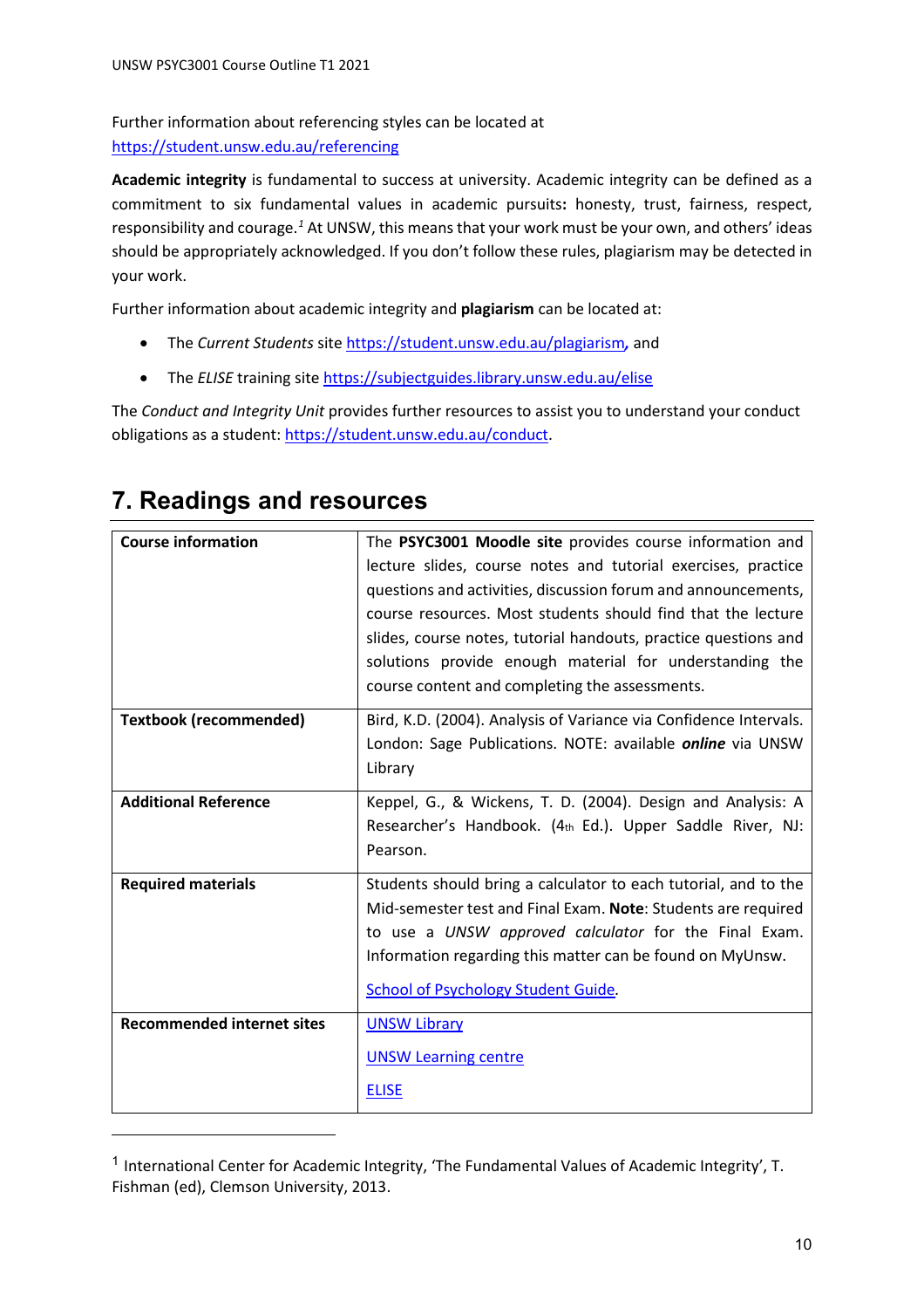Further information about referencing styles can be located at https://student.unsw.edu.au/referencing

**Academic integrity** is fundamental to success at university. Academic integrity can be defined as a commitment to six fundamental values in academic pursuits**:** honesty, trust, fairness, respect, responsibility and courage.[1] At UNSW, this means that your work must be your own, and others' ideas should be appropriately acknowledged. If you don't follow these rules, plagiarism may be detected in your work.

Further information about academic integrity and **plagiarism** can be located at:

- The *Current Students* site https://student.unsw.edu.au/plagiarism*,* and
- The *ELISE* training site https://subjectguides.library.unsw.edu.au/elise

The *Conduct and Integrity Unit* provides further resources to assist you to understand your conduct obligations as a student: https://student.unsw.edu.au/conduct.

## 7. Readings and resources

| | |
|---|---|
| **Course information** | The **PSYC3001 Moodle site** provides course information and lecture slides, course notes and tutorial exercises, practice questions and activities, discussion forum and announcements, course resources. Most students should find that the lecture slides, course notes, tutorial handouts, practice questions and solutions provide enough material for understanding the course content and completing the assessments. |
| **Textbook (recommended)** | Bird, K.D. (2004). Analysis of Variance via Confidence Intervals. London: Sage Publications. NOTE: available ***online*** via UNSW Library |
| **Additional Reference** | Keppel, G., & Wickens, T. D. (2004). Design and Analysis: A Researcher's Handbook. (4th Ed.). Upper Saddle River, NJ: Pearson. |
| **Required materials** | Students should bring a calculator to each tutorial, and to the Mid-semester test and Final Exam. **Note**: Students are required to use a *UNSW approved calculator* for the Final Exam. Information regarding this matter can be found on MyUnsw. School of Psychology Student Guide. |
| **Recommended internet sites** | UNSW Library<br>UNSW Learning centre<br>ELISE |

[1] International Center for Academic Integrity, 'The Fundamental Values of Academic Integrity', T. Fishman (ed), Clemson University, 2013.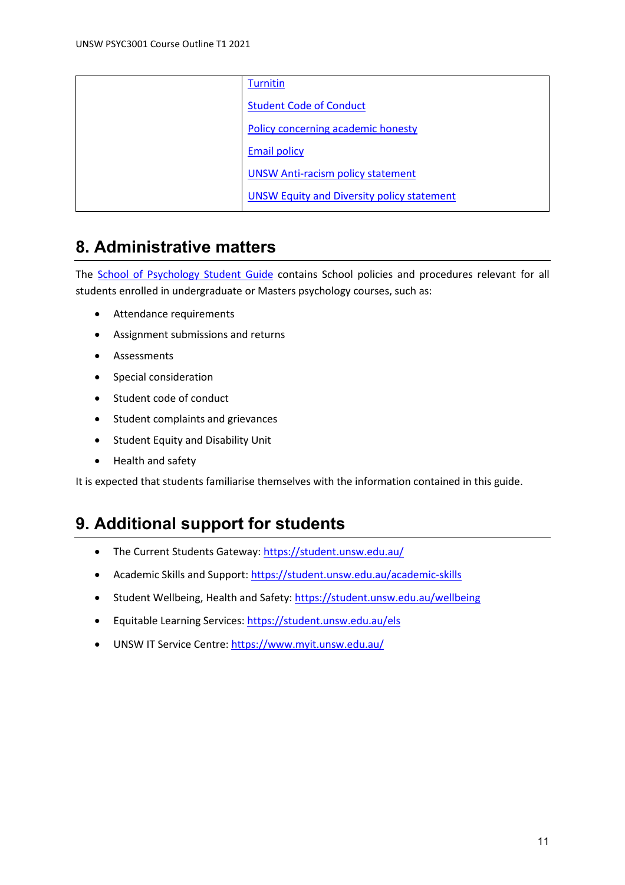| | |
|---|---|
| | Turnitin<br><br>Student Code of Conduct<br><br>Policy concerning academic honesty<br><br>Email policy<br><br>UNSW Anti-racism policy statement<br><br>UNSW Equity and Diversity policy statement |

## 8. Administrative matters

The School of Psychology Student Guide contains School policies and procedures relevant for all students enrolled in undergraduate or Masters psychology courses, such as:

- Attendance requirements
- Assignment submissions and returns
- Assessments
- Special consideration
- Student code of conduct
- Student complaints and grievances
- Student Equity and Disability Unit
- Health and safety

It is expected that students familiarise themselves with the information contained in this guide.

## 9. Additional support for students

- The Current Students Gateway: https://student.unsw.edu.au/
- Academic Skills and Support: https://student.unsw.edu.au/academic-skills
- Student Wellbeing, Health and Safety: https://student.unsw.edu.au/wellbeing
- Equitable Learning Services: https://student.unsw.edu.au/els
- UNSW IT Service Centre: https://www.myit.unsw.edu.au/